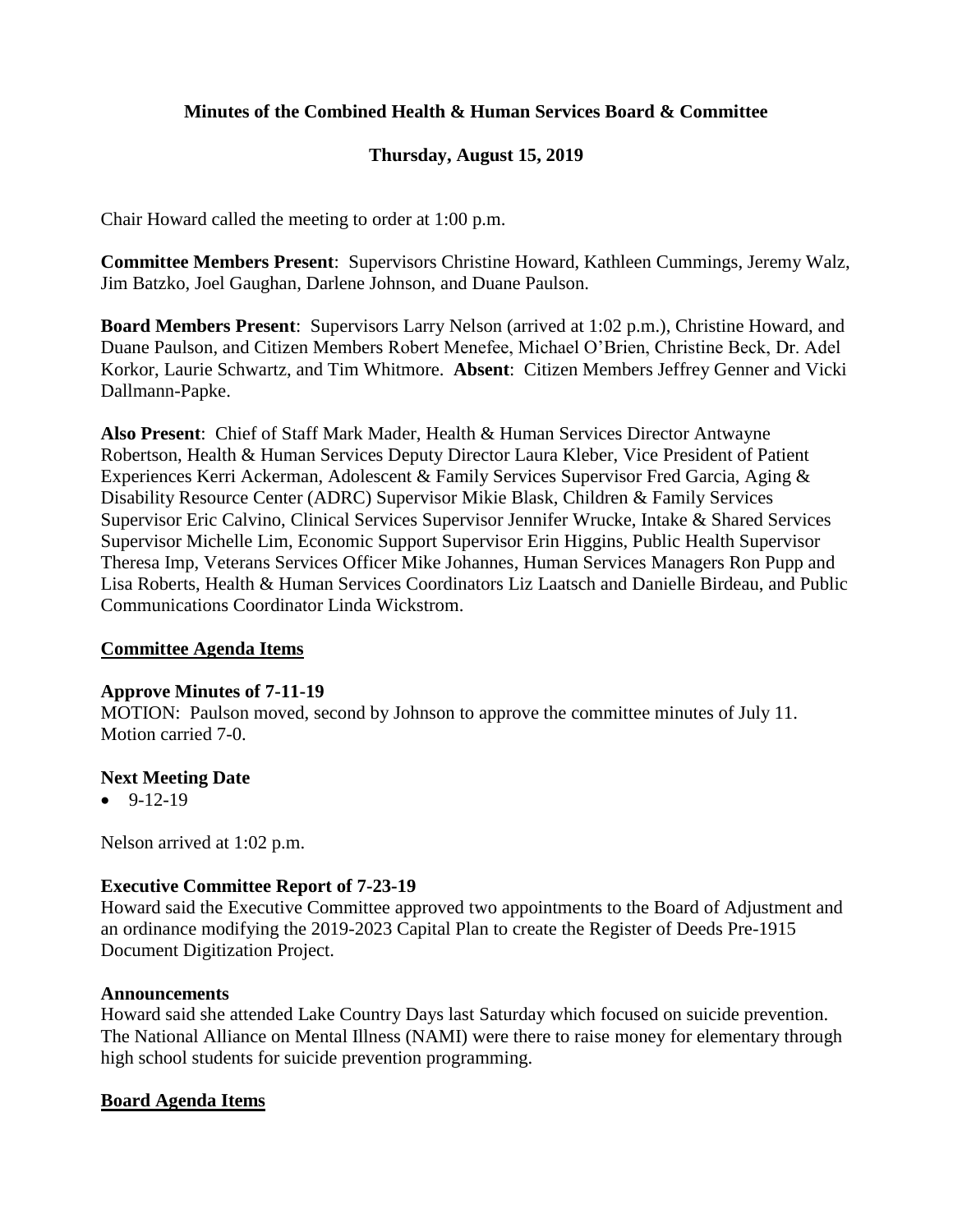**Minutes of the Combined Health & Human Services Board & Committee**

**Thursday, August 15, 2019**

Chair Howard called the meeting to order at 1:00 p.m.

**Committee Members Present**: Supervisors Christine Howard, Kathleen Cummings, Jeremy Walz, Jim Batzko, Joel Gaughan, Darlene Johnson, and Duane Paulson.

**Board Members Present**: Supervisors Larry Nelson (arrived at 1:02 p.m.), Christine Howard, and Duane Paulson, and Citizen Members Robert Menefee, Michael O'Brien, Christine Beck, Dr. Adel Korkor, Laurie Schwartz, and Tim Whitmore. **Absent**: Citizen Members Jeffrey Genner and Vicki Dallmann-Papke.

**Also Present**: Chief of Staff Mark Mader, Health & Human Services Director Antwayne Robertson, Health & Human Services Deputy Director Laura Kleber, Vice President of Patient Experiences Kerri Ackerman, Adolescent & Family Services Supervisor Fred Garcia, Aging & Disability Resource Center (ADRC) Supervisor Mikie Blask, Children & Family Services Supervisor Eric Calvino, Clinical Services Supervisor Jennifer Wrucke, Intake & Shared Services Supervisor Michelle Lim, Economic Support Supervisor Erin Higgins, Public Health Supervisor Theresa Imp, Veterans Services Officer Mike Johannes, Human Services Managers Ron Pupp and Lisa Roberts, Health & Human Services Coordinators Liz Laatsch and Danielle Birdeau, and Public Communications Coordinator Linda Wickstrom.

## Committee Agenda Items

**Approve Minutes of 7-11-19**

MOTION: Paulson moved, second by Johnson to approve the committee minutes of July 11. Motion carried 7-0.

**Next Meeting Date**

- 9-12-19

Nelson arrived at 1:02 p.m.

**Executive Committee Report of 7-23-19**

Howard said the Executive Committee approved two appointments to the Board of Adjustment and an ordinance modifying the 2019-2023 Capital Plan to create the Register of Deeds Pre-1915 Document Digitization Project.

**Announcements**

Howard said she attended Lake Country Days last Saturday which focused on suicide prevention. The National Alliance on Mental Illness (NAMI) were there to raise money for elementary through high school students for suicide prevention programming.

## Board Agenda Items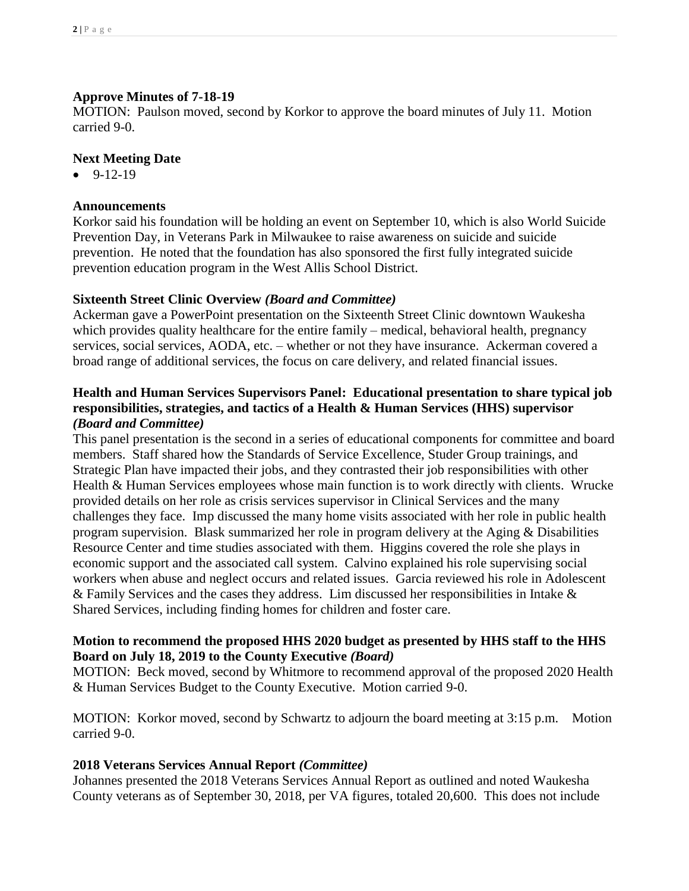**Approve Minutes of 7-18-19**

MOTION: Paulson moved, second by Korkor to approve the board minutes of July 11. Motion carried 9-0.

**Next Meeting Date**

- 9-12-19

**Announcements**

Korkor said his foundation will be holding an event on September 10, which is also World Suicide Prevention Day, in Veterans Park in Milwaukee to raise awareness on suicide and suicide prevention. He noted that the foundation has also sponsored the first fully integrated suicide prevention education program in the West Allis School District.

**Sixteenth Street Clinic Overview *(Board and Committee)***

Ackerman gave a PowerPoint presentation on the Sixteenth Street Clinic downtown Waukesha which provides quality healthcare for the entire family – medical, behavioral health, pregnancy services, social services, AODA, etc. – whether or not they have insurance. Ackerman covered a broad range of additional services, the focus on care delivery, and related financial issues.

**Health and Human Services Supervisors Panel: Educational presentation to share typical job responsibilities, strategies, and tactics of a Health & Human Services (HHS) supervisor *(Board and Committee)***

This panel presentation is the second in a series of educational components for committee and board members. Staff shared how the Standards of Service Excellence, Studer Group trainings, and Strategic Plan have impacted their jobs, and they contrasted their job responsibilities with other Health & Human Services employees whose main function is to work directly with clients. Wrucke provided details on her role as crisis services supervisor in Clinical Services and the many challenges they face. Imp discussed the many home visits associated with her role in public health program supervision. Blask summarized her role in program delivery at the Aging & Disabilities Resource Center and time studies associated with them. Higgins covered the role she plays in economic support and the associated call system. Calvino explained his role supervising social workers when abuse and neglect occurs and related issues. Garcia reviewed his role in Adolescent & Family Services and the cases they address. Lim discussed her responsibilities in Intake & Shared Services, including finding homes for children and foster care.

**Motion to recommend the proposed HHS 2020 budget as presented by HHS staff to the HHS Board on July 18, 2019 to the County Executive *(Board)***

MOTION: Beck moved, second by Whitmore to recommend approval of the proposed 2020 Health & Human Services Budget to the County Executive. Motion carried 9-0.

MOTION: Korkor moved, second by Schwartz to adjourn the board meeting at 3:15 p.m. Motion carried 9-0.

**2018 Veterans Services Annual Report *(Committee)***

Johannes presented the 2018 Veterans Services Annual Report as outlined and noted Waukesha County veterans as of September 30, 2018, per VA figures, totaled 20,600. This does not include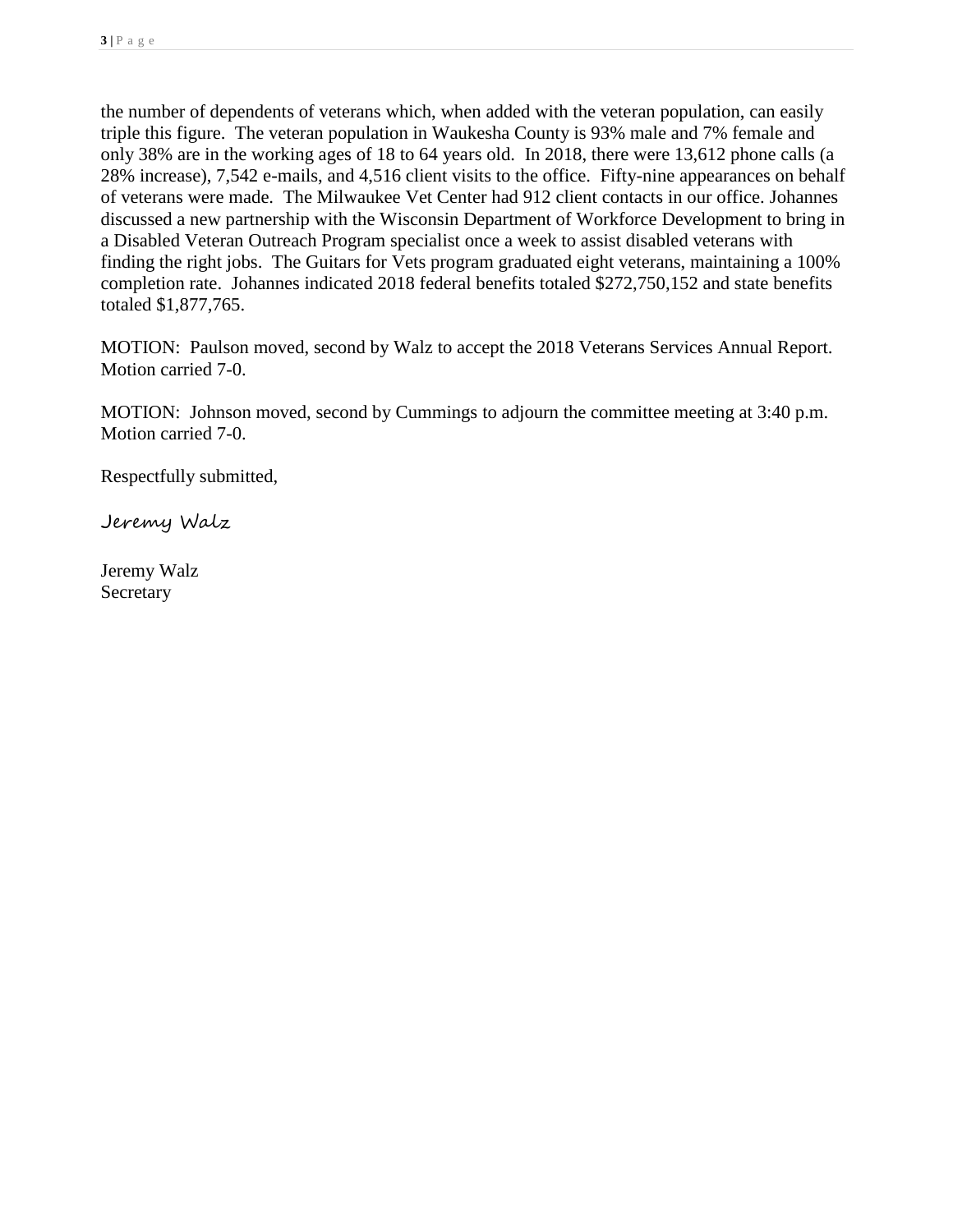the number of dependents of veterans which, when added with the veteran population, can easily triple this figure. The veteran population in Waukesha County is 93% male and 7% female and only 38% are in the working ages of 18 to 64 years old. In 2018, there were 13,612 phone calls (a 28% increase), 7,542 e-mails, and 4,516 client visits to the office. Fifty-nine appearances on behalf of veterans were made. The Milwaukee Vet Center had 912 client contacts in our office. Johannes discussed a new partnership with the Wisconsin Department of Workforce Development to bring in a Disabled Veteran Outreach Program specialist once a week to assist disabled veterans with finding the right jobs. The Guitars for Vets program graduated eight veterans, maintaining a 100% completion rate. Johannes indicated 2018 federal benefits totaled $272,750,152 and state benefits totaled $1,877,765.

MOTION: Paulson moved, second by Walz to accept the 2018 Veterans Services Annual Report. Motion carried 7-0.

MOTION: Johnson moved, second by Cummings to adjourn the committee meeting at 3:40 p.m. Motion carried 7-0.

Respectfully submitted,

*Jeremy Walz*

Jeremy Walz
Secretary